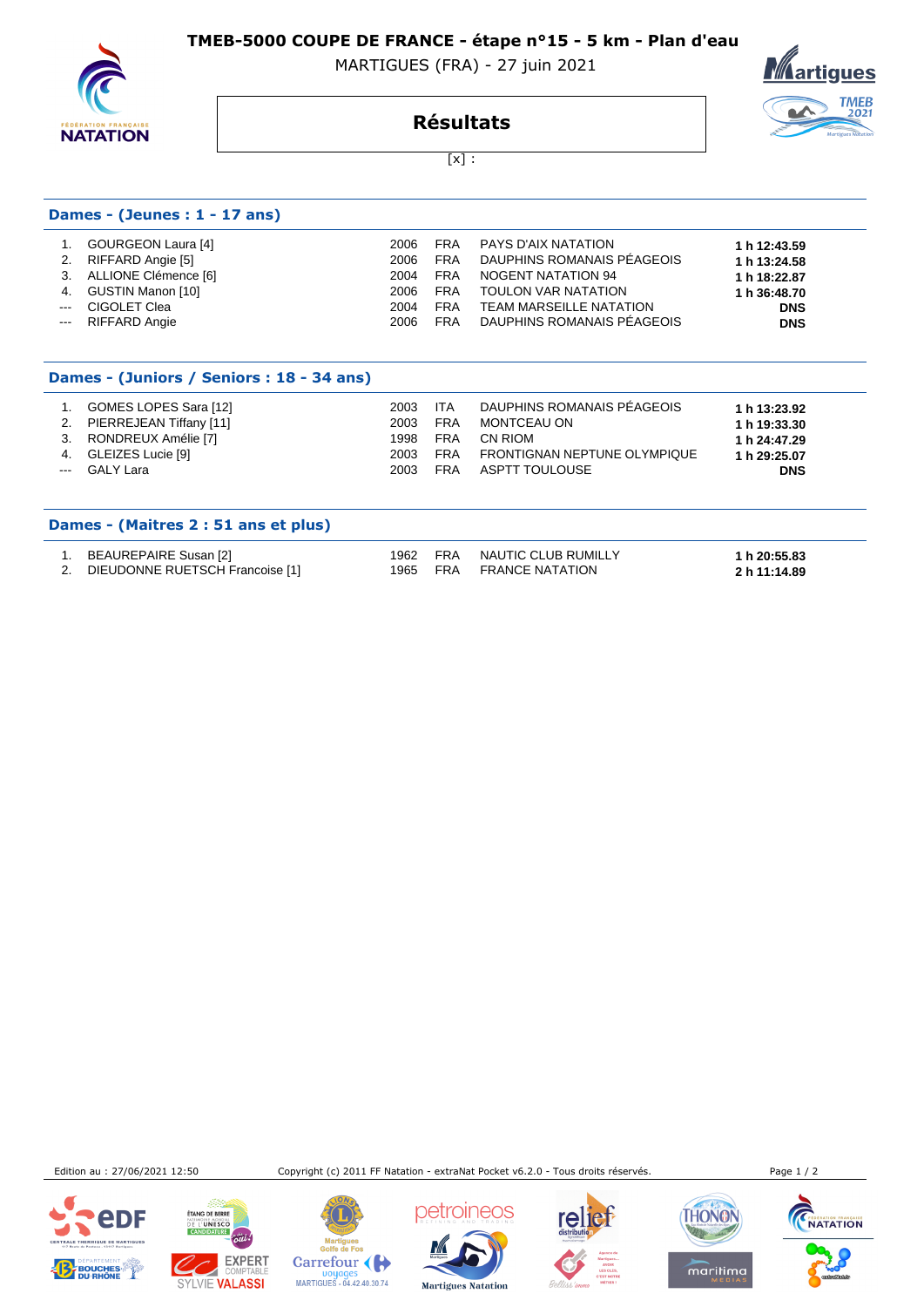# TMEB-5000 COUPE DE FRANCE - étape n°15 - 5 km - Plan d'eau

MARTIGUES (FRA) - 27 juin 2021

## Résultats

[x] :

### Dames - (Jeunes : 1 - 17 ans)

| | | | | | |
|---|---|---|---|---|---|
| 1. | GOURGEON Laura [4] | 2006 | FRA | PAYS D'AIX NATATION | **1 h 12:43.59** |
| 2. | RIFFARD Angie [5] | 2006 | FRA | DAUPHINS ROMANAIS PÉAGEOIS | **1 h 13:24.58** |
| 3. | ALLIONE Clémence [6] | 2004 | FRA | NOGENT NATATION 94 | **1 h 18:22.87** |
| 4. | GUSTIN Manon [10] | 2006 | FRA | TOULON VAR NATATION | **1 h 36:48.70** |
| --- | CIGOLET Clea | 2004 | FRA | TEAM MARSEILLE NATATION | **DNS** |
| --- | RIFFARD Angie | 2006 | FRA | DAUPHINS ROMANAIS PÉAGEOIS | **DNS** |

### Dames - (Juniors / Seniors : 18 - 34 ans)

| | | | | | |
|---|---|---|---|---|---|
| 1. | GOMES LOPES Sara [12] | 2003 | ITA | DAUPHINS ROMANAIS PÉAGEOIS | **1 h 13:23.92** |
| 2. | PIERREJEAN Tiffany [11] | 2003 | FRA | MONTCEAU ON | **1 h 19:33.30** |
| 3. | RONDREUX Amélie [7] | 1998 | FRA | CN RIOM | **1 h 24:47.29** |
| 4. | GLEIZES Lucie [9] | 2003 | FRA | FRONTIGNAN NEPTUNE OLYMPIQUE | **1 h 29:25.07** |
| --- | GALY Lara | 2003 | FRA | ASPTT TOULOUSE | **DNS** |

### Dames - (Maitres 2 : 51 ans et plus)

| | | | | | |
|---|---|---|---|---|---|
| 1. | BEAUREPAIRE Susan [2] | 1962 | FRA | NAUTIC CLUB RUMILLY | **1 h 20:55.83** |
| 2. | DIEUDONNE RUETSCH Francoise [1] | 1965 | FRA | FRANCE NATATION | **2 h 11:14.89** |

Edition au : 27/06/2021 12:50 Copyright (c) 2011 FF Natation - extraNat Pocket v6.2.0 - Tous droits réservés.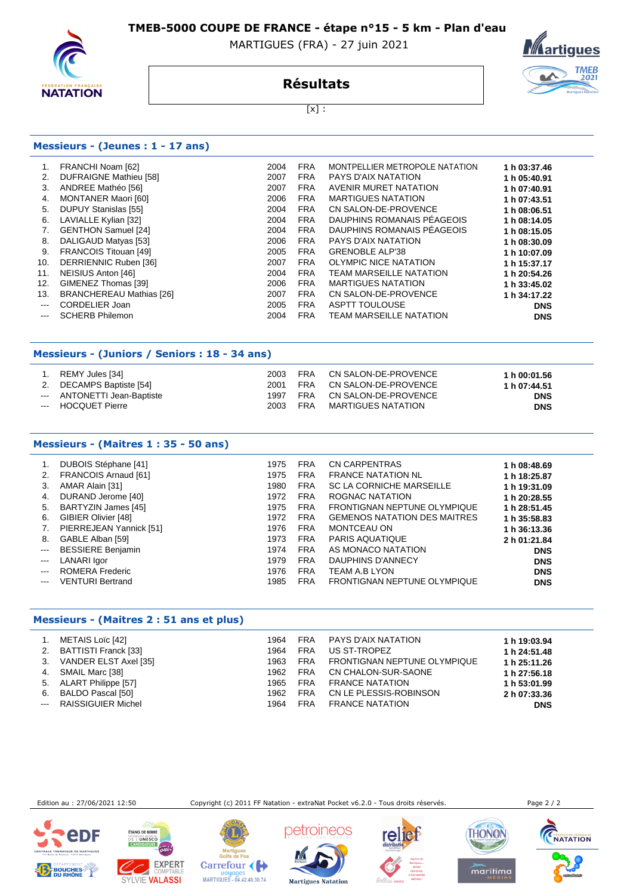# TMEB-5000 COUPE DE FRANCE - étape n°15 - 5 km - Plan d'eau

MARTIGUES (FRA) - 27 juin 2021

## Résultats

[x] :

### Messieurs - (Jeunes : 1 - 17 ans)

| | | | | | |
|---|---|---|---|---|---|
| 1. | FRANCHI Noam [62] | 2004 | FRA | MONTPELLIER METROPOLE NATATION | 1 h 03:37.46 |
| 2. | DUFRAIGNE Mathieu [58] | 2007 | FRA | PAYS D'AIX NATATION | 1 h 05:40.91 |
| 3. | ANDREE Mathéo [56] | 2007 | FRA | AVENIR MURET NATATION | 1 h 07:40.91 |
| 4. | MONTANER Maori [60] | 2006 | FRA | MARTIGUES NATATION | 1 h 07:43.51 |
| 5. | DUPUY Stanislas [55] | 2004 | FRA | CN SALON-DE-PROVENCE | 1 h 08:06.51 |
| 6. | LAVIALLE Kylian [32] | 2004 | FRA | DAUPHINS ROMANAIS PÉAGEOIS | 1 h 08:14.05 |
| 7. | GENTHON Samuel [24] | 2004 | FRA | DAUPHINS ROMANAIS PÉAGEOIS | 1 h 08:15.05 |
| 8. | DALIGAUD Matyas [53] | 2006 | FRA | PAYS D'AIX NATATION | 1 h 08:30.09 |
| 9. | FRANCOIS Titouan [49] | 2005 | FRA | GRENOBLE ALP'38 | 1 h 10:07.09 |
| 10. | DERRIENNIC Ruben [36] | 2007 | FRA | OLYMPIC NICE NATATION | 1 h 15:37.17 |
| 11. | NEISIUS Anton [46] | 2004 | FRA | TEAM MARSEILLE NATATION | 1 h 20:54.26 |
| 12. | GIMENEZ Thomas [39] | 2006 | FRA | MARTIGUES NATATION | 1 h 33:45.02 |
| 13. | BRANCHEREAU Mathias [26] | 2007 | FRA | CN SALON-DE-PROVENCE | 1 h 34:17.22 |
| --- | CORDELIER Joan | 2005 | FRA | ASPTT TOULOUSE | DNS |
| --- | SCHERB Philemon | 2004 | FRA | TEAM MARSEILLE NATATION | DNS |

### Messieurs - (Juniors / Seniors : 18 - 34 ans)

| | | | | | |
|---|---|---|---|---|---|
| 1. | REMY Jules [34] | 2003 | FRA | CN SALON-DE-PROVENCE | 1 h 00:01.56 |
| 2. | DECAMPS Baptiste [54] | 2001 | FRA | CN SALON-DE-PROVENCE | 1 h 07:44.51 |
| --- | ANTONETTI Jean-Baptiste | 1997 | FRA | CN SALON-DE-PROVENCE | DNS |
| --- | HOCQUET Pierre | 2003 | FRA | MARTIGUES NATATION | DNS |

### Messieurs - (Maitres 1 : 35 - 50 ans)

| | | | | | |
|---|---|---|---|---|---|
| 1. | DUBOIS Stéphane [41] | 1975 | FRA | CN CARPENTRAS | 1 h 08:48.69 |
| 2. | FRANCOIS Arnaud [61] | 1975 | FRA | FRANCE NATATION NL | 1 h 18:25.87 |
| 3. | AMAR Alain [31] | 1980 | FRA | SC LA CORNICHE MARSEILLE | 1 h 19:31.09 |
| 4. | DURAND Jerome [40] | 1972 | FRA | ROGNAC NATATION | 1 h 20:28.55 |
| 5. | BARTYZIN James [45] | 1975 | FRA | FRONTIGNAN NEPTUNE OLYMPIQUE | 1 h 28:51.45 |
| 6. | GIBIER Olivier [48] | 1972 | FRA | GEMENOS NATATION DES MAITRES | 1 h 35:58.83 |
| 7. | PIERREJEAN Yannick [51] | 1976 | FRA | MONTCEAU ON | 1 h 36:13.36 |
| 8. | GABLE Alban [59] | 1973 | FRA | PARIS AQUATIQUE | 2 h 01:21.84 |
| --- | BESSIERE Benjamin | 1974 | FRA | AS MONACO NATATION | DNS |
| --- | LANARI Igor | 1979 | FRA | DAUPHINS D'ANNECY | DNS |
| --- | ROMERA Frederic | 1976 | FRA | TEAM A.B LYON | DNS |
| --- | VENTURI Bertrand | 1985 | FRA | FRONTIGNAN NEPTUNE OLYMPIQUE | DNS |

### Messieurs - (Maitres 2 : 51 ans et plus)

| | | | | | |
|---|---|---|---|---|---|
| 1. | METAIS Loïc [42] | 1964 | FRA | PAYS D'AIX NATATION | 1 h 19:03.94 |
| 2. | BATTISTI Franck [33] | 1964 | FRA | US ST-TROPEZ | 1 h 24:51.48 |
| 3. | VANDER ELST Axel [35] | 1963 | FRA | FRONTIGNAN NEPTUNE OLYMPIQUE | 1 h 25:11.26 |
| 4. | SMAIL Marc [38] | 1962 | FRA | CN CHALON-SUR-SAONE | 1 h 27:56.18 |
| 5. | ALART Philippe [57] | 1965 | FRA | FRANCE NATATION | 1 h 53:01.99 |
| 6. | BALDO Pascal [50] | 1962 | FRA | CN LE PLESSIS-ROBINSON | 2 h 07:33.36 |
| --- | RAISSIGUIER Michel | 1964 | FRA | FRANCE NATATION | DNS |

Edition au : 27/06/2021 12:50 — Copyright (c) 2011 FF Natation - extraNat Pocket v6.2.0 - Tous droits réservés.